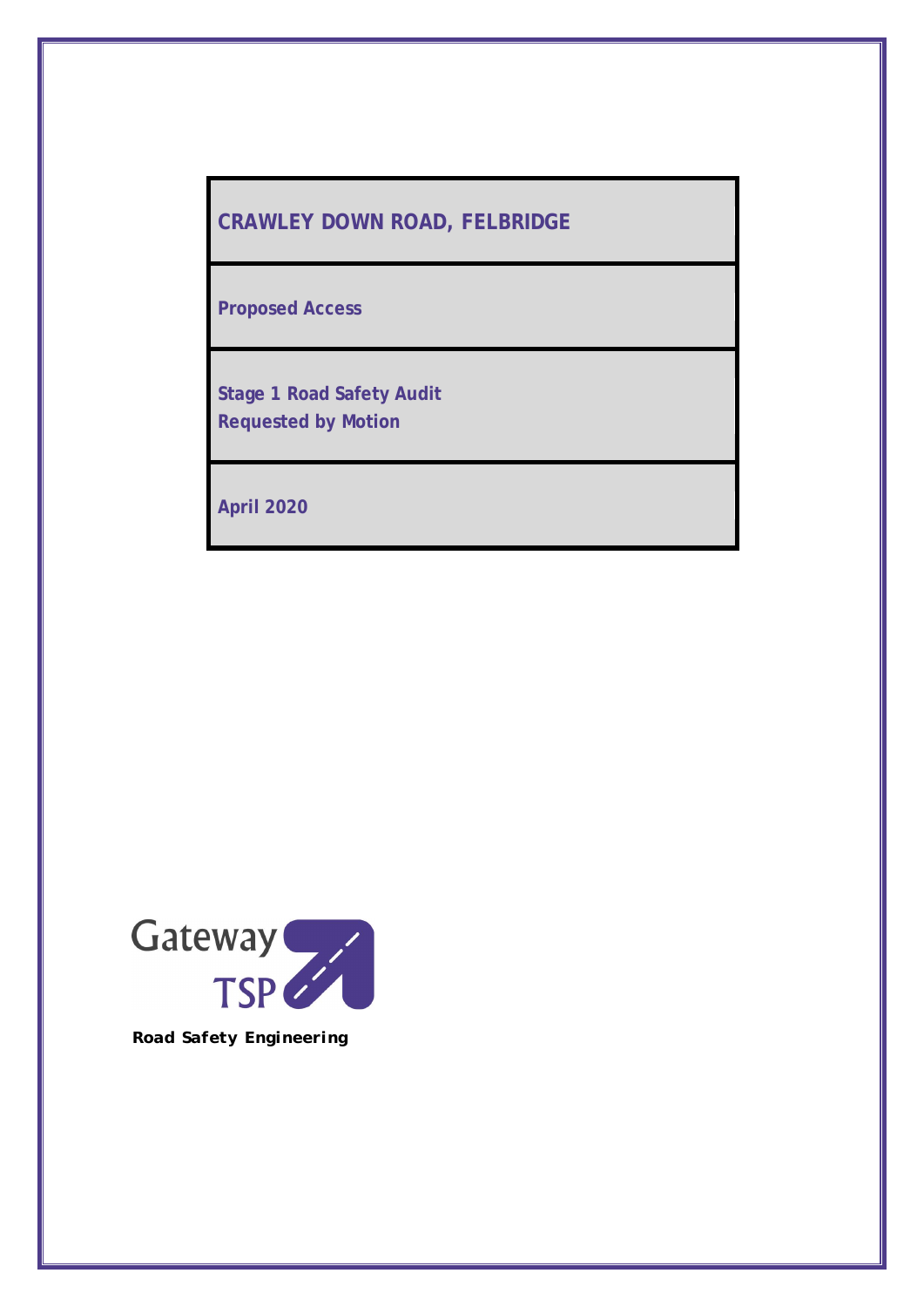# CRAWLEY DOWN ROAD, FELBRIDGE

**Proposed Access**

**Stage 1 Road Safety Audit**
**Requested by Motion**

**April 2020**

Gateway TSP

**Road Safety Engineering**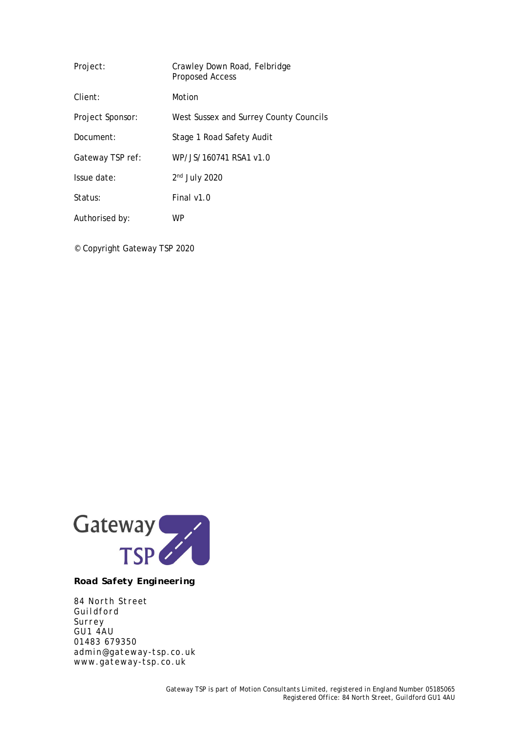| | |
|---|---|
| Project: | Crawley Down Road, Felbridge<br>Proposed Access |
| Client: | Motion |
| Project Sponsor: | West Sussex and Surrey County Councils |
| Document: | Stage 1 Road Safety Audit |
| Gateway TSP ref: | WP/JS/160741 RSA1 v1.0 |
| Issue date: | 2nd July 2020 |
| Status: | Final v1.0 |
| Authorised by: | WP |

© Copyright Gateway TSP 2020

Gateway TSP

**Road Safety Engineering**

84 North Street
Guildford
Surrey
GU1 4AU
01483 679350
admin@gateway-tsp.co.uk
www.gateway-tsp.co.uk

Gateway TSP is part of Motion Consultants Limited, registered in England Number 05185065
Registered Office: 84 North Street, Guildford GU1 4AU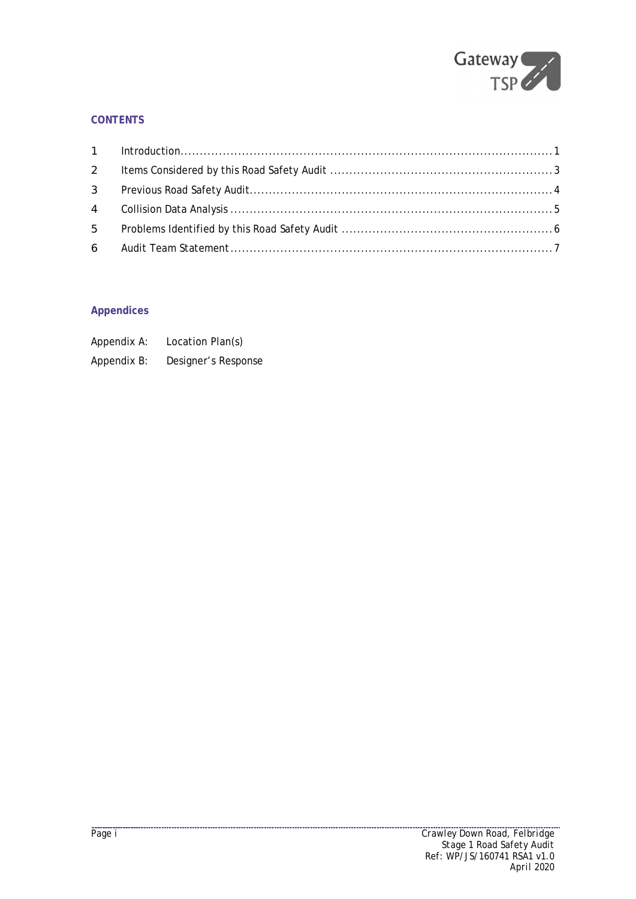## CONTENTS

1 Introduction.......................................................................................................1

2 Items Considered by this Road Safety Audit ..........................................................3

3 Previous Road Safety Audit..................................................................................4

4 Collision Data Analysis .......................................................................................5

5 Problems Identified by this Road Safety Audit .......................................................6

6 Audit Team Statement........................................................................................7

## Appendices

Appendix A: Location Plan(s)

Appendix B: Designer's Response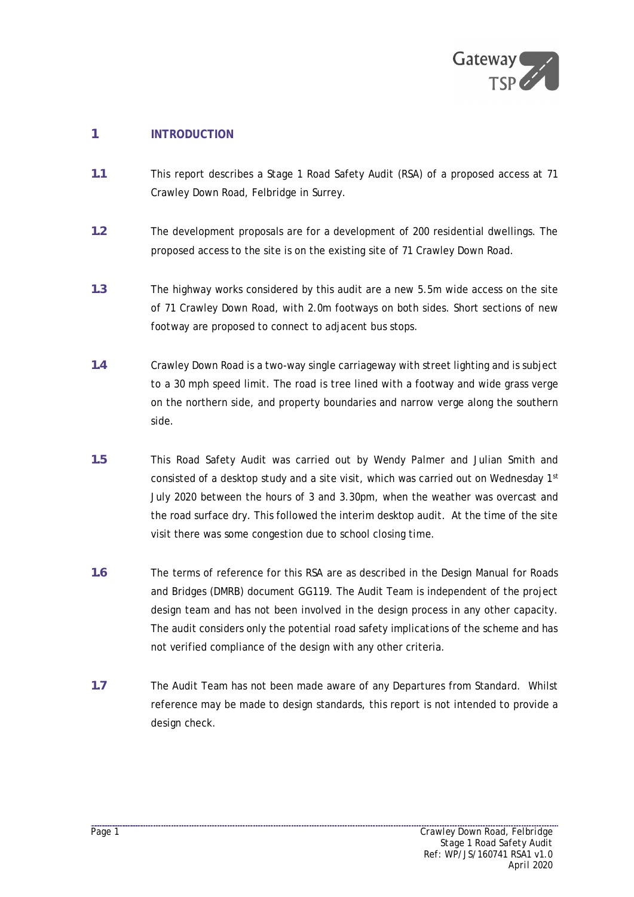# 1 INTRODUCTION

**1.1** This report describes a Stage 1 Road Safety Audit (RSA) of a proposed access at 71 Crawley Down Road, Felbridge in Surrey.

**1.2** The development proposals are for a development of 200 residential dwellings. The proposed access to the site is on the existing site of 71 Crawley Down Road.

**1.3** The highway works considered by this audit are a new 5.5m wide access on the site of 71 Crawley Down Road, with 2.0m footways on both sides. Short sections of new footway are proposed to connect to adjacent bus stops.

**1.4** Crawley Down Road is a two-way single carriageway with street lighting and is subject to a 30 mph speed limit. The road is tree lined with a footway and wide grass verge on the northern side, and property boundaries and narrow verge along the southern side.

**1.5** This Road Safety Audit was carried out by Wendy Palmer and Julian Smith and consisted of a desktop study and a site visit, which was carried out on Wednesday 1st July 2020 between the hours of 3 and 3.30pm, when the weather was overcast and the road surface dry. This followed the interim desktop audit. At the time of the site visit there was some congestion due to school closing time.

**1.6** The terms of reference for this RSA are as described in the Design Manual for Roads and Bridges (DMRB) document GG119. The Audit Team is independent of the project design team and has not been involved in the design process in any other capacity. The audit considers only the potential road safety implications of the scheme and has not verified compliance of the design with any other criteria.

**1.7** The Audit Team has not been made aware of any Departures from Standard. Whilst reference may be made to design standards, this report is not intended to provide a design check.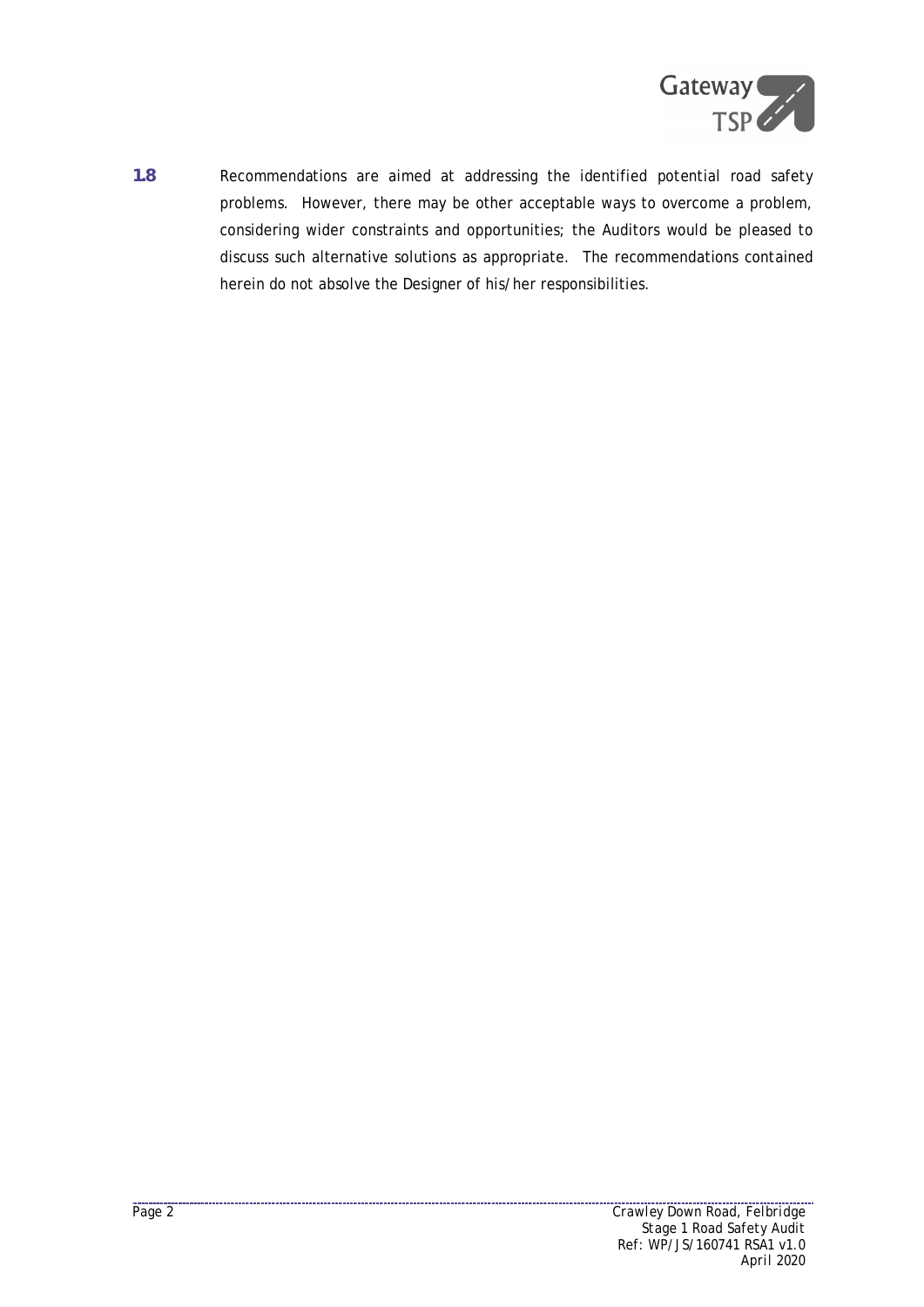**1.8** Recommendations are aimed at addressing the identified potential road safety problems. However, there may be other acceptable ways to overcome a problem, considering wider constraints and opportunities; the Auditors would be pleased to discuss such alternative solutions as appropriate. The recommendations contained herein do not absolve the Designer of his/her responsibilities.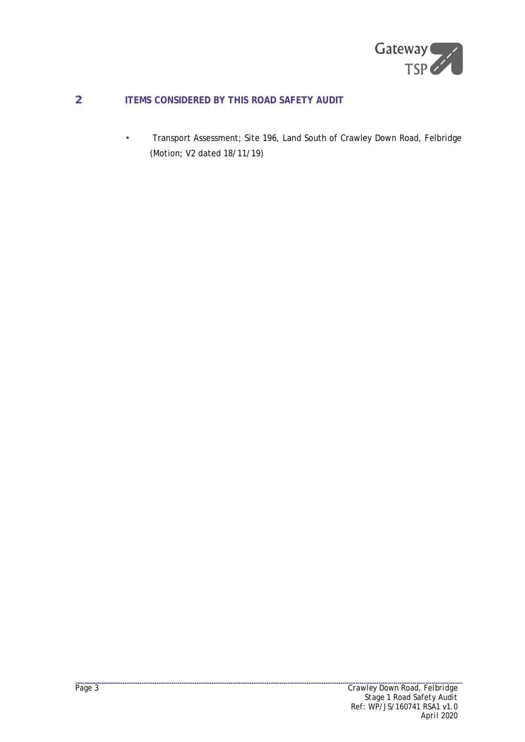## 2 ITEMS CONSIDERED BY THIS ROAD SAFETY AUDIT

- Transport Assessment; Site 196, Land South of Crawley Down Road, Felbridge (Motion; V2 dated 18/11/19)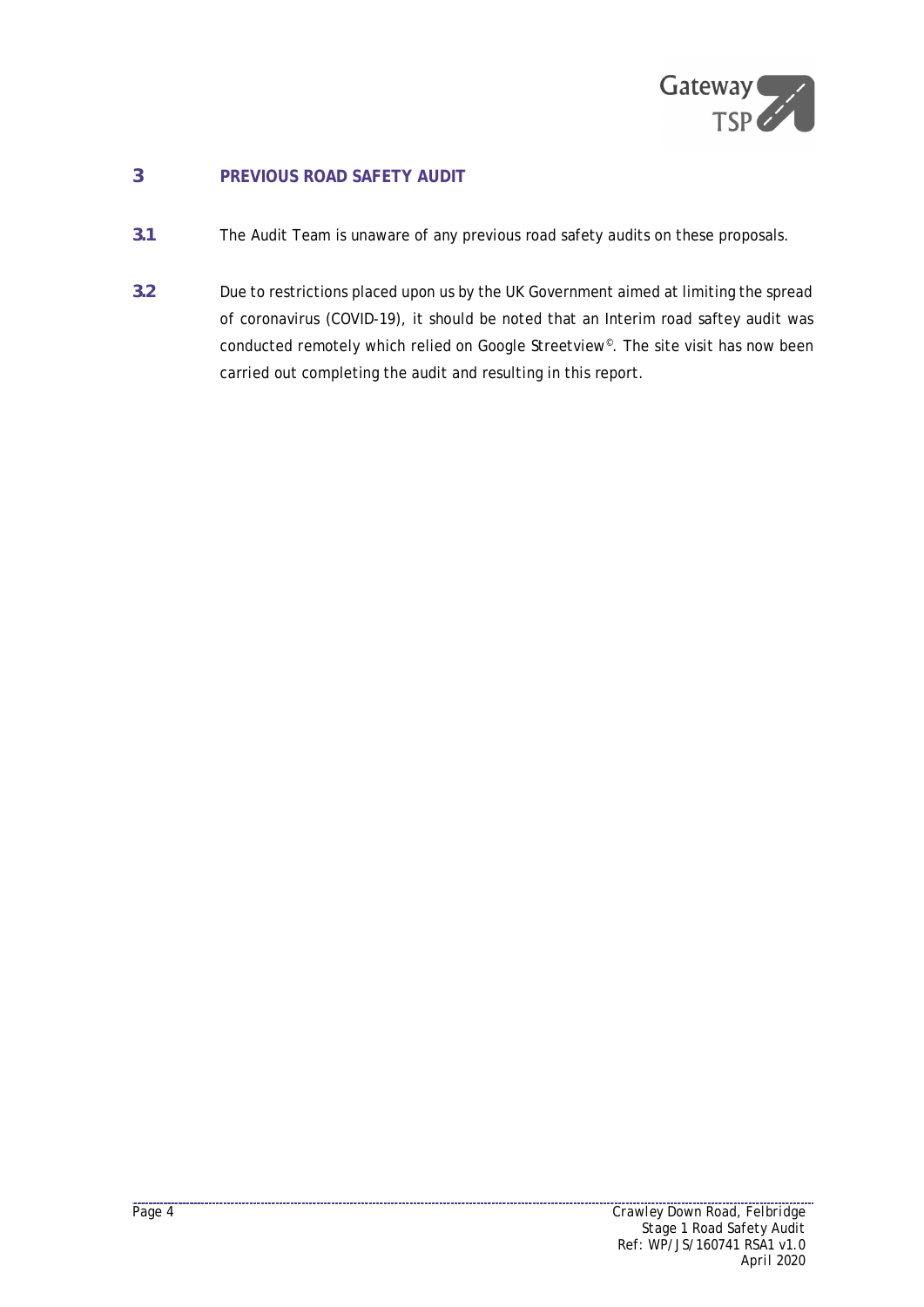## 3 PREVIOUS ROAD SAFETY AUDIT

**3.1** The Audit Team is unaware of any previous road safety audits on these proposals.

**3.2** Due to restrictions placed upon us by the UK Government aimed at limiting the spread of coronavirus (COVID-19), it should be noted that an Interim road saftey audit was conducted remotely which relied on Google Streetview©. The site visit has now been carried out completing the audit and resulting in this report.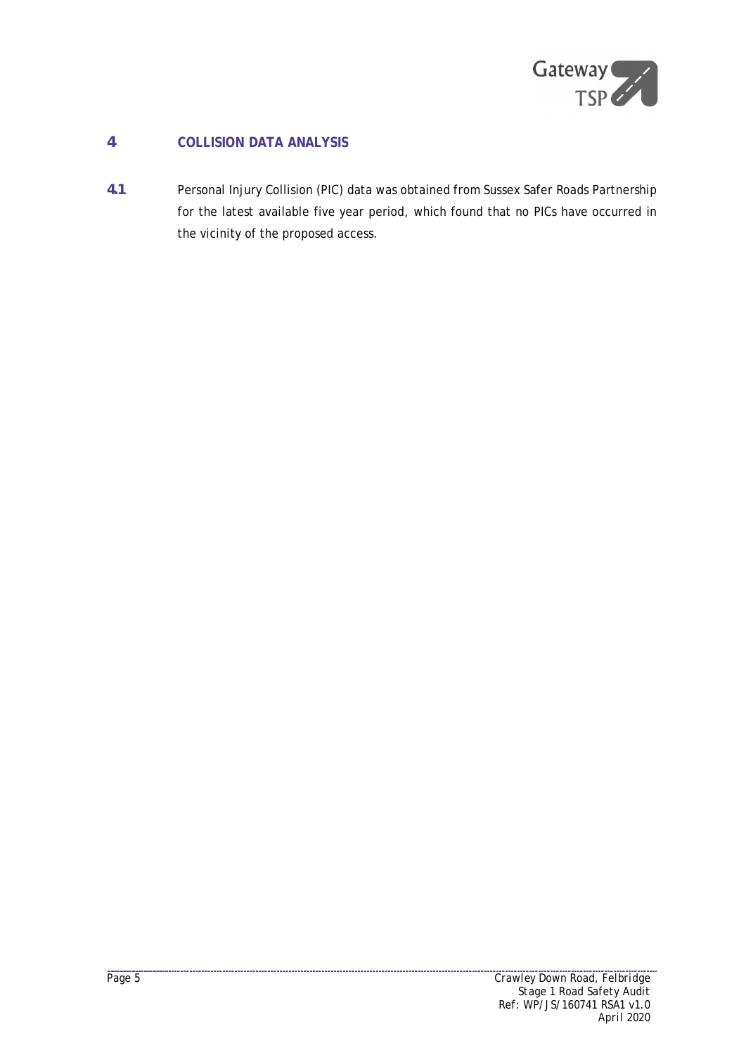## 4 COLLISION DATA ANALYSIS

**4.1** Personal Injury Collision (PIC) data was obtained from Sussex Safer Roads Partnership for the latest available five year period, which found that no PICs have occurred in the vicinity of the proposed access.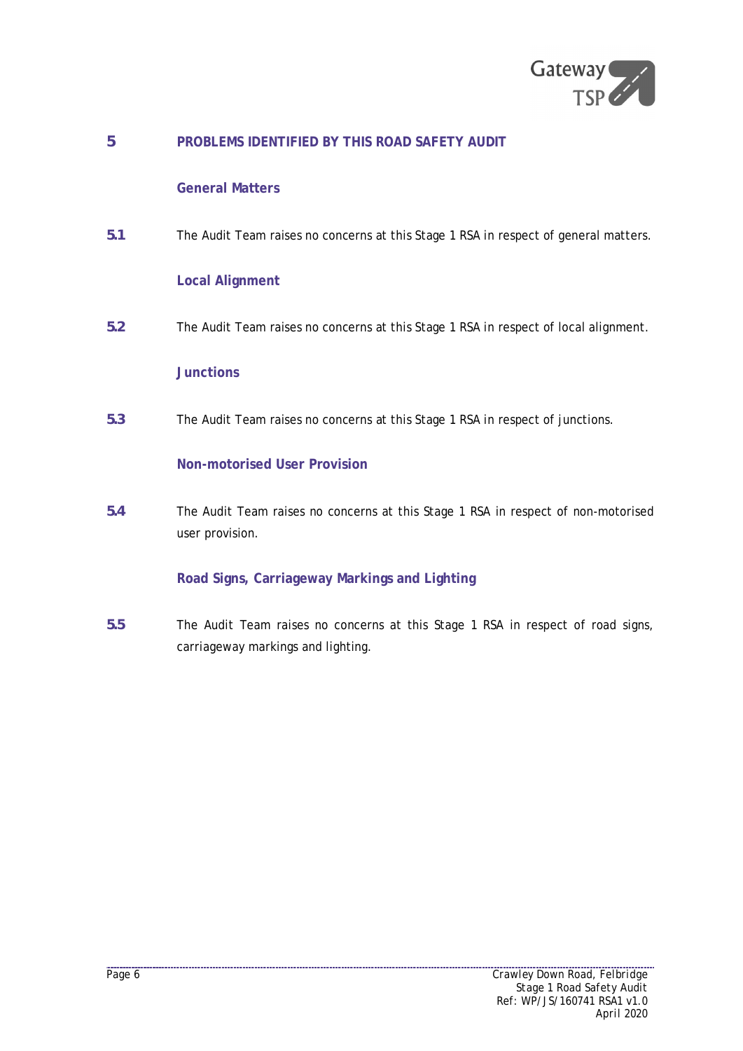## 5 PROBLEMS IDENTIFIED BY THIS ROAD SAFETY AUDIT

### General Matters

**5.1** The Audit Team raises no concerns at this Stage 1 RSA in respect of general matters.

### Local Alignment

**5.2** The Audit Team raises no concerns at this Stage 1 RSA in respect of local alignment.

### Junctions

**5.3** The Audit Team raises no concerns at this Stage 1 RSA in respect of junctions.

### Non-motorised User Provision

**5.4** The Audit Team raises no concerns at this Stage 1 RSA in respect of non-motorised user provision.

### Road Signs, Carriageway Markings and Lighting

**5.5** The Audit Team raises no concerns at this Stage 1 RSA in respect of road signs, carriageway markings and lighting.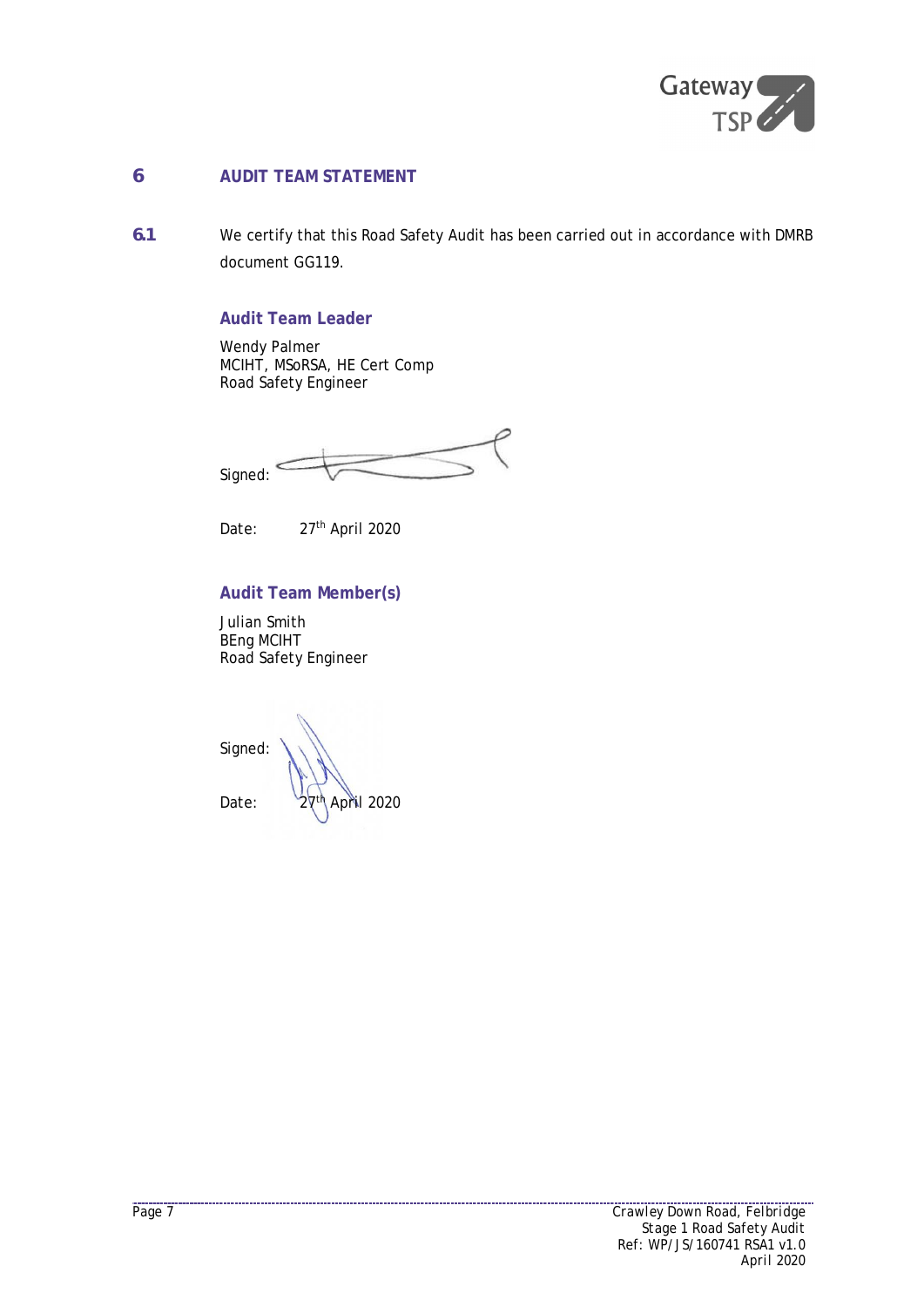## 6 AUDIT TEAM STATEMENT

**6.1** We certify that this Road Safety Audit has been carried out in accordance with DMRB document GG119.

### Audit Team Leader

Wendy Palmer
MCIHT, MSoRSA, HE Cert Comp
Road Safety Engineer

Signed:

Date: 27th April 2020

### Audit Team Member(s)

Julian Smith
BEng MCIHT
Road Safety Engineer

Signed:

Date: 27th April 2020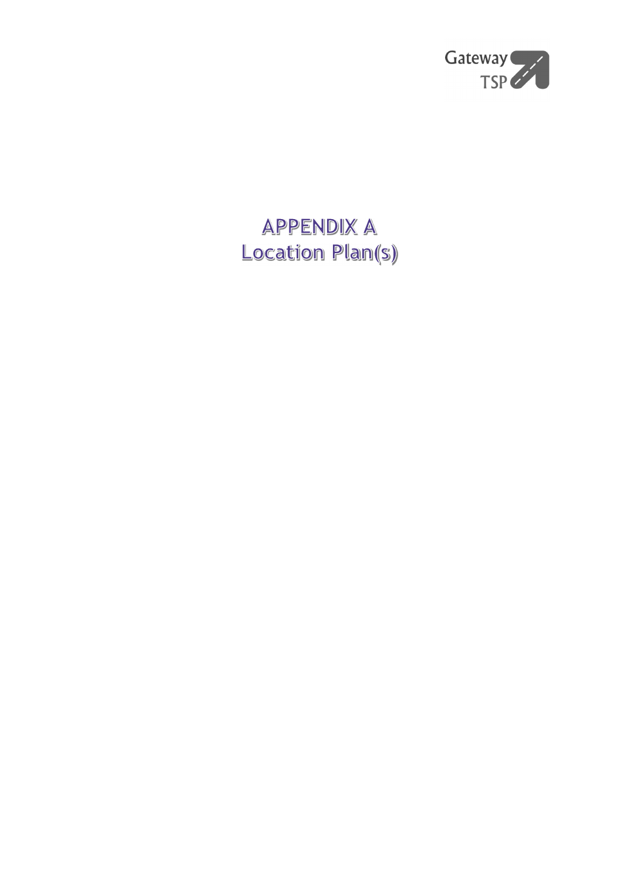# APPENDIX A
# Location Plan(s)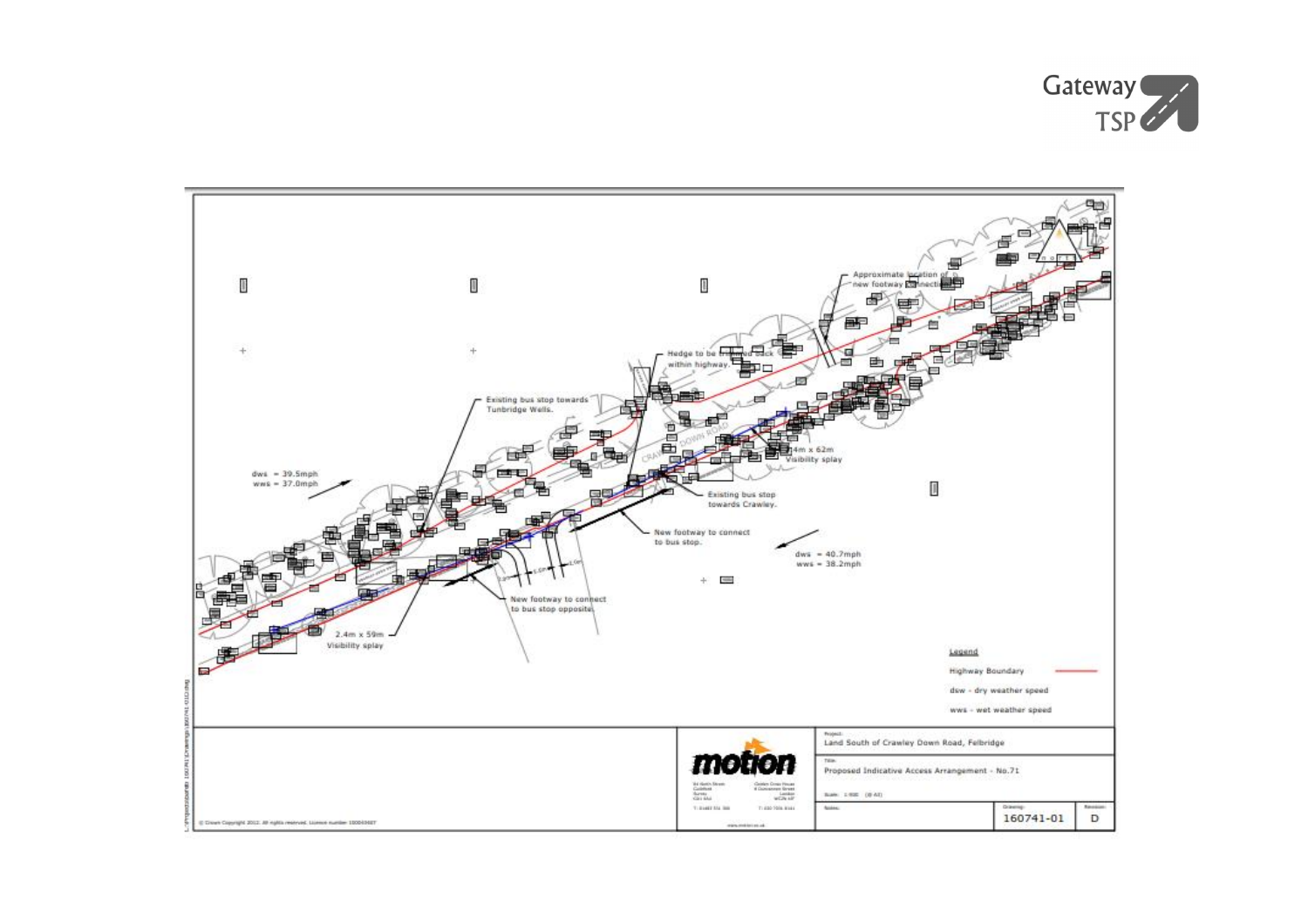Existing bus stop towards Tunbridge Wells.

Hedge to be trimmed back within highway.

Approximate location of new footway connection

dws = 39.5mph
wws = 37.0mph

2.4m x 62m Visibility splay

Existing bus stop towards Crawley.

New footway to connect to bus stop.

dws = 40.7mph
wws = 38.2mph

New footway to connect to bus stop opposite.

2.4m x 59m Visibility splay

Legend

Highway Boundary

dsw - dry weather speed

wws - wet weather speed

© Crown Copyright 2012. All rights reserved. Licence number 100004607

motion

Project: Land South of Crawley Down Road, Felbridge

Title: Proposed Indicative Access Arrangement - No.71

Scale: 1:500 (@ A3)

Drawing: 160741-01

Revision: D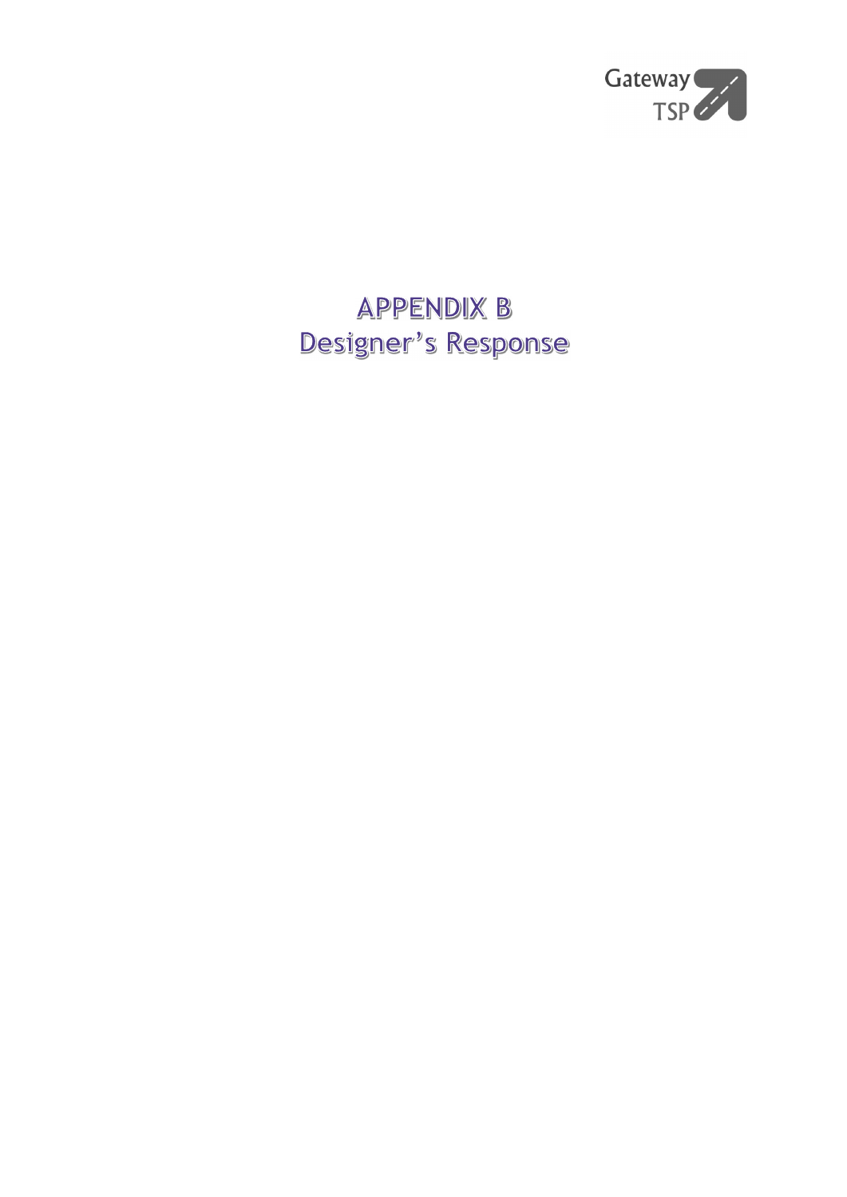# APPENDIX B
# Designer's Response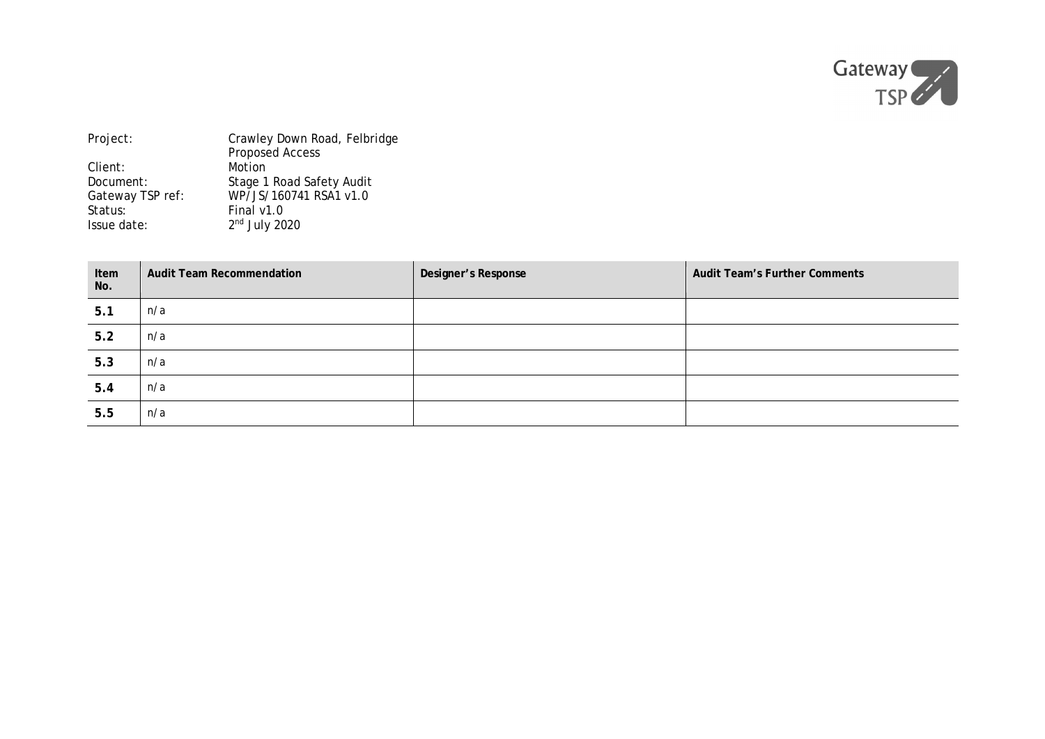Project: Crawley Down Road, Felbridge
Proposed Access
Client: Motion
Document: Stage 1 Road Safety Audit
Gateway TSP ref: WP/JS/160741 RSA1 v1.0
Status: Final v1.0
Issue date: 2nd July 2020

| Item No. | Audit Team Recommendation | Designer's Response | Audit Team's Further Comments |
|---|---|---|---|
| 5.1 | n/a | | |
| 5.2 | n/a | | |
| 5.3 | n/a | | |
| 5.4 | n/a | | |
| 5.5 | n/a | | |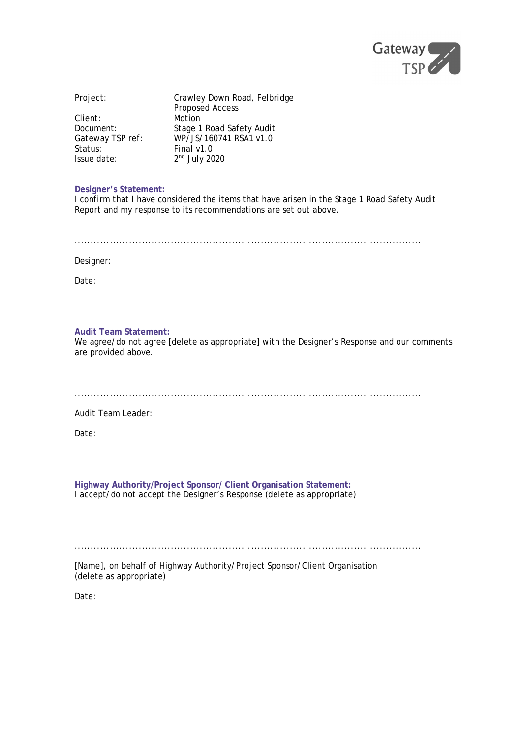| | |
|---|---|
| Project: | Crawley Down Road, Felbridge Proposed Access |
| Client: | Motion |
| Document: | Stage 1 Road Safety Audit |
| Gateway TSP ref: | WP/JS/160741 RSA1 v1.0 |
| Status: | Final v1.0 |
| Issue date: | 2nd July 2020 |

**Designer's Statement:**
I confirm that I have considered the items that have arisen in the Stage 1 Road Safety Audit Report and my response to its recommendations are set out above.

...................................................................................................................

Designer:

Date:

**Audit Team Statement:**
We agree/do not agree [delete as appropriate] with the Designer's Response and our comments are provided above.

...................................................................................................................

Audit Team Leader:

Date:

**Highway Authority/Project Sponsor/ Client Organisation Statement:**
I accept/do not accept the Designer's Response (delete as appropriate)

...................................................................................................................

[Name], on behalf of Highway Authority/Project Sponsor/Client Organisation (delete as appropriate)

Date: